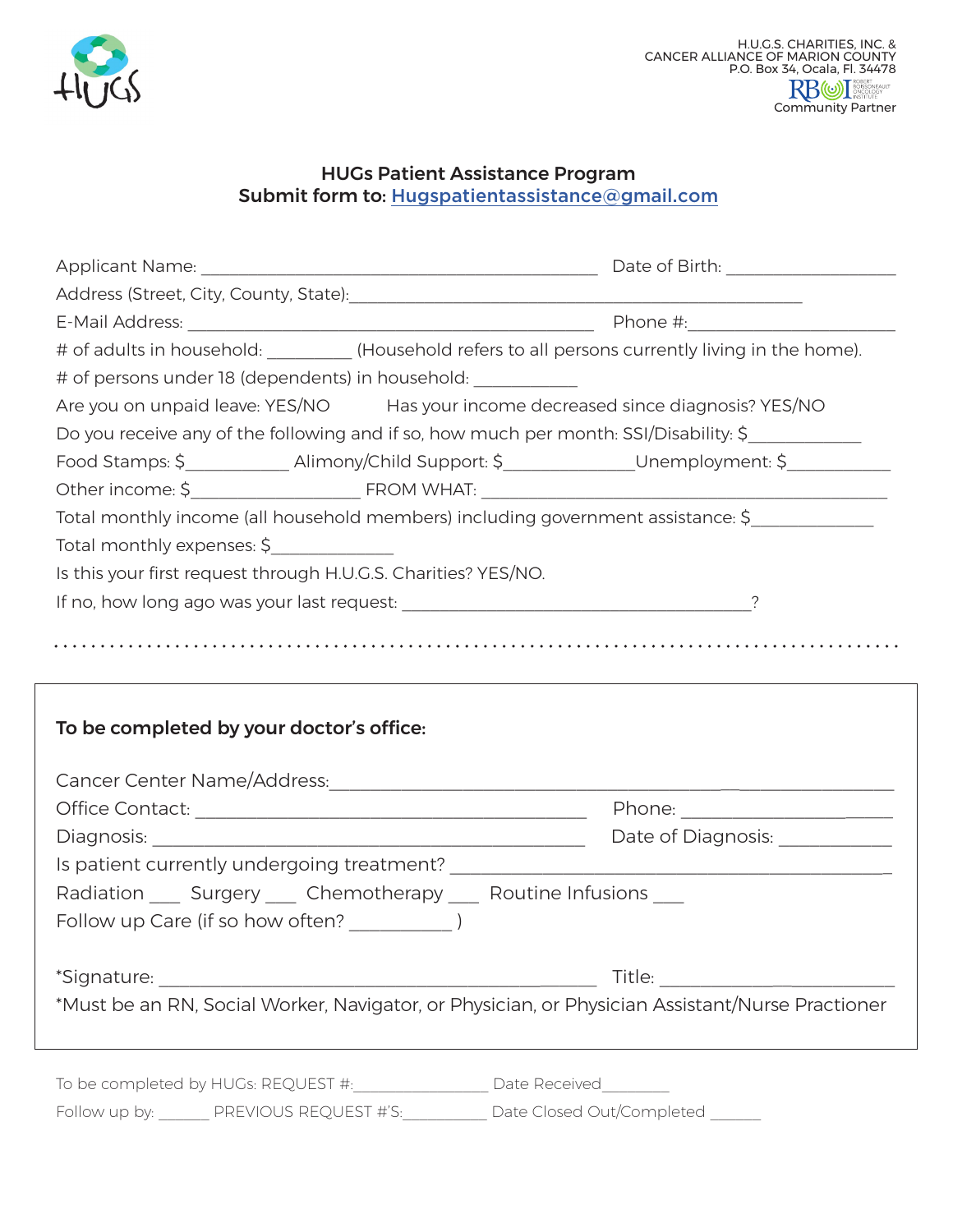H.U.G.S. CHARITIES, INC. &
CANCER ALLIANCE OF MARION COUNTY
P.O. Box 34, Ocala, Fl. 34478
RBOI Community Partner

## HUGs Patient Assistance Program
**Submit form to: Hugspatientassistance@gmail.com**

Applicant Name: ______________________________________________ Date of Birth: ____________________

Address (Street, City, County, State):_____________________________________________________

E-Mail Address: _______________________________________________ Phone #:________________________

# of adults in household: _________ (Household refers to all persons currently living in the home).

# of persons under 18 (dependents) in household: ___________

Are you on unpaid leave: YES/NO  Has your income decreased since diagnosis? YES/NO

Do you receive any of the following and if so, how much per month: SSI/Disability: $____________

Food Stamps: $___________ Alimony/Child Support: $______________Unemployment: $___________

Other income: $___________________ FROM WHAT: ______________________________________________

Total monthly income (all household members) including government assistance: $_____________

Total monthly expenses: $_____________

Is this your first request through H.U.G.S. Charities? YES/NO.

If no, how long ago was your last request: ________________________________________?

---

**To be completed by your doctor's office:**

Cancer Center Name/Address:_________________________________________________________________

Office Contact: _____________________________________________ Phone: ________________________

Diagnosis: __________________________________________________ Date of Diagnosis: ____________

Is patient currently undergoing treatment? ________________________________________________

Radiation ___ Surgery ___ Chemotherapy ___ Routine Infusions ___

Follow up Care (if so how often? ___________ )

*Signature: ______________________________________________ Title: __________________________

*Must be an RN, Social Worker, Navigator, or Physician, or Physician Assistant/Nurse Practioner

To be completed by HUGs: REQUEST #:________________ Date Received________

Follow up by: ______ PREVIOUS REQUEST #'S:__________ Date Closed Out/Completed ______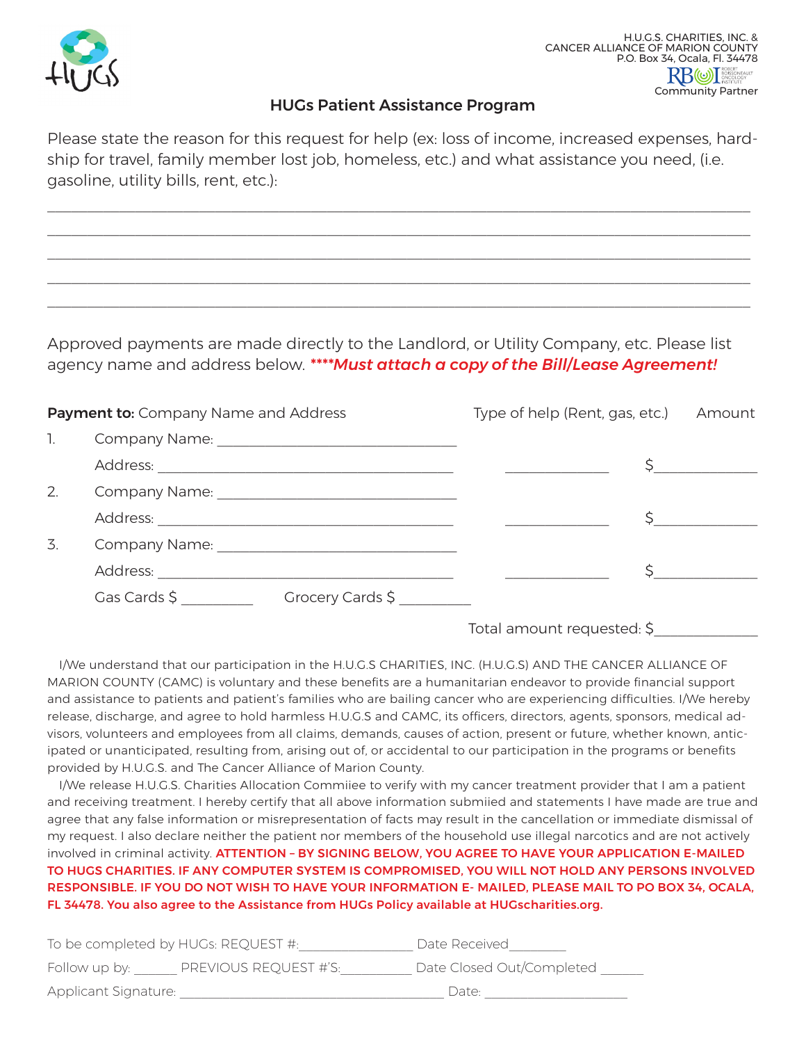H.U.G.S. CHARITIES, INC. &
CANCER ALLIANCE OF MARION COUNTY
P.O. Box 34, Ocala, Fl. 34478
RBOI Community Partner

## HUGs Patient Assistance Program

Please state the reason for this request for help (ex: loss of income, increased expenses, hardship for travel, family member lost job, homeless, etc.) and what assistance you need, (i.e. gasoline, utility bills, rent, etc.):

_______________________________________________________________________________

_______________________________________________________________________________

_______________________________________________________________________________

_______________________________________________________________________________

_______________________________________________________________________________

Approved payments are made directly to the Landlord, or Utility Company, etc. Please list agency name and address below. ****_**Must attach a copy of the Bill/Lease Agreement!**_

| **Payment to:** Company Name and Address | Type of help (Rent, gas, etc.) | Amount |
|---|---|---|
| 1. Company Name: ______________________________ | | |
| Address: ______________________________________ | ______________ | $______________ |
| 2. Company Name: ______________________________ | | |
| Address: ______________________________________ | ______________ | $______________ |
| 3. Company Name: ______________________________ | | |
| Address: ______________________________________ | ______________ | $______________ |

Gas Cards $ __________ Grocery Cards $ __________

Total amount requested: $______________

I/We understand that our participation in the H.U.G.S CHARITIES, INC. (H.U.G.S) AND THE CANCER ALLIANCE OF MARION COUNTY (CAMC) is voluntary and these benefits are a humanitarian endeavor to provide financial support and assistance to patients and patient's families who are bailing cancer who are experiencing difficulties. I/We hereby release, discharge, and agree to hold harmless H.U.G.S and CAMC, its officers, directors, agents, sponsors, medical advisors, volunteers and employees from all claims, demands, causes of action, present or future, whether known, anticipated or unanticipated, resulting from, arising out of, or accidental to our participation in the programs or benefits provided by H.U.G.S. and The Cancer Alliance of Marion County.

I/We release H.U.G.S. Charities Allocation Commiiee to verify with my cancer treatment provider that I am a patient and receiving treatment. I hereby certify that all above information submiied and statements I have made are true and agree that any false information or misrepresentation of facts may result in the cancellation or immediate dismissal of my request. I also declare neither the patient nor members of the household use illegal narcotics and are not actively involved in criminal activity. **ATTENTION – BY SIGNING BELOW, YOU AGREE TO HAVE YOUR APPLICATION E-MAILED TO HUGS CHARITIES. IF ANY COMPUTER SYSTEM IS COMPROMISED, YOU WILL NOT HOLD ANY PERSONS INVOLVED RESPONSIBLE. IF YOU DO NOT WISH TO HAVE YOUR INFORMATION E- MAILED, PLEASE MAIL TO PO BOX 34, OCALA, FL 34478. You also agree to the Assistance from HUGs Policy available at HUGscharities.org.**

To be completed by HUGs: REQUEST #:________________ Date Received________

Follow up by: ______ PREVIOUS REQUEST #'S:__________ Date Closed Out/Completed ______

Applicant Signature: ______________________________________ Date: ____________________